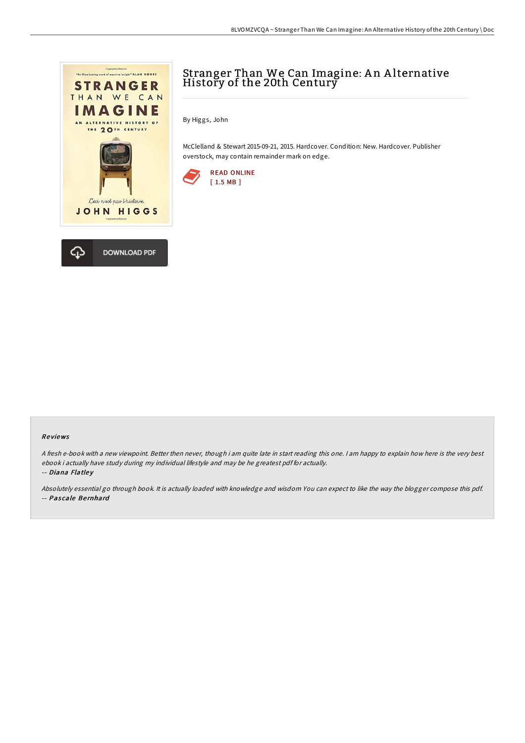# Stranger Than We Can Imagine: An Alternative History of the 20th Century

By Higgs, John

McClelland & Stewart 2015-09-21, 2015. Hardcover. Condition: New. Hardcover. Publisher overstock, may contain remainder mark on edge.

READ ONLINE
[ 1.5 MB ]

DOWNLOAD PDF

### Reviews

*A fresh e-book with a new viewpoint. Better then never, though i am quite late in start reading this one. I am happy to explain how here is the very best ebook i actually have study during my individual lifestyle and may be he greatest pdf for actually.*

-- ***Diana Flatley***

*Absolutely essential go through book. It is actually loaded with knowledge and wisdom You can expect to like the way the blogger compose this pdf.*

-- ***Pascale Bernhard***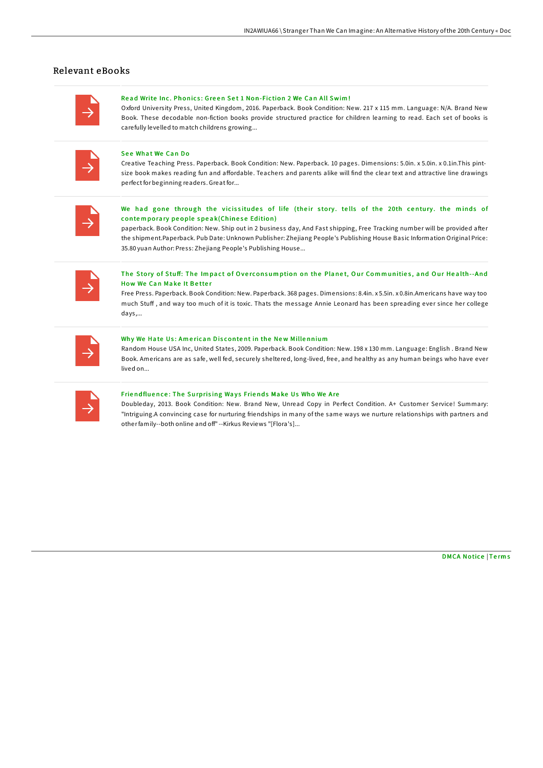## Relevant eBooks

### Read Write Inc. Phonics: Green Set 1 Non-Fiction 2 We Can All Swim!

Oxford University Press, United Kingdom, 2016. Paperback. Book Condition: New. 217 x 115 mm. Language: N/A. Brand New Book. These decodable non-fiction books provide structured practice for children learning to read. Each set of books is carefully levelled to match childrens growing...

### See What We Can Do

Creative Teaching Press. Paperback. Book Condition: New. Paperback. 10 pages. Dimensions: 5.0in. x 5.0in. x 0.1in.This pint-size book makes reading fun and affordable. Teachers and parents alike will find the clear text and attractive line drawings perfect for beginning readers. Great for...

### We had gone through the vicissitudes of life (their story. tells of the 20th century. the minds of contemporary people speak(Chinese Edition)

paperback. Book Condition: New. Ship out in 2 business day, And Fast shipping, Free Tracking number will be provided after the shipment.Paperback. Pub Date: Unknown Publisher: Zhejiang People's Publishing House Basic Information Original Price: 35.80 yuan Author: Press: Zhejiang People's Publishing House...

### The Story of Stuff: The Impact of Overconsumption on the Planet, Our Communities, and Our Health--And How We Can Make It Better

Free Press. Paperback. Book Condition: New. Paperback. 368 pages. Dimensions: 8.4in. x 5.5in. x 0.8in.Americans have way too much Stuff , and way too much of it is toxic. Thats the message Annie Leonard has been spreading ever since her college days,...

### Why We Hate Us: American Discontent in the New Millennium

Random House USA Inc, United States, 2009. Paperback. Book Condition: New. 198 x 130 mm. Language: English . Brand New Book. Americans are as safe, well fed, securely sheltered, long-lived, free, and healthy as any human beings who have ever lived on...

### Friendfluence: The Surprising Ways Friends Make Us Who We Are

Doubleday, 2013. Book Condition: New. Brand New, Unread Copy in Perfect Condition. A+ Customer Service! Summary: "Intriguing.A convincing case for nurturing friendships in many of the same ways we nurture relationships with partners and other family--both online and off" --Kirkus Reviews "[Flora's]...